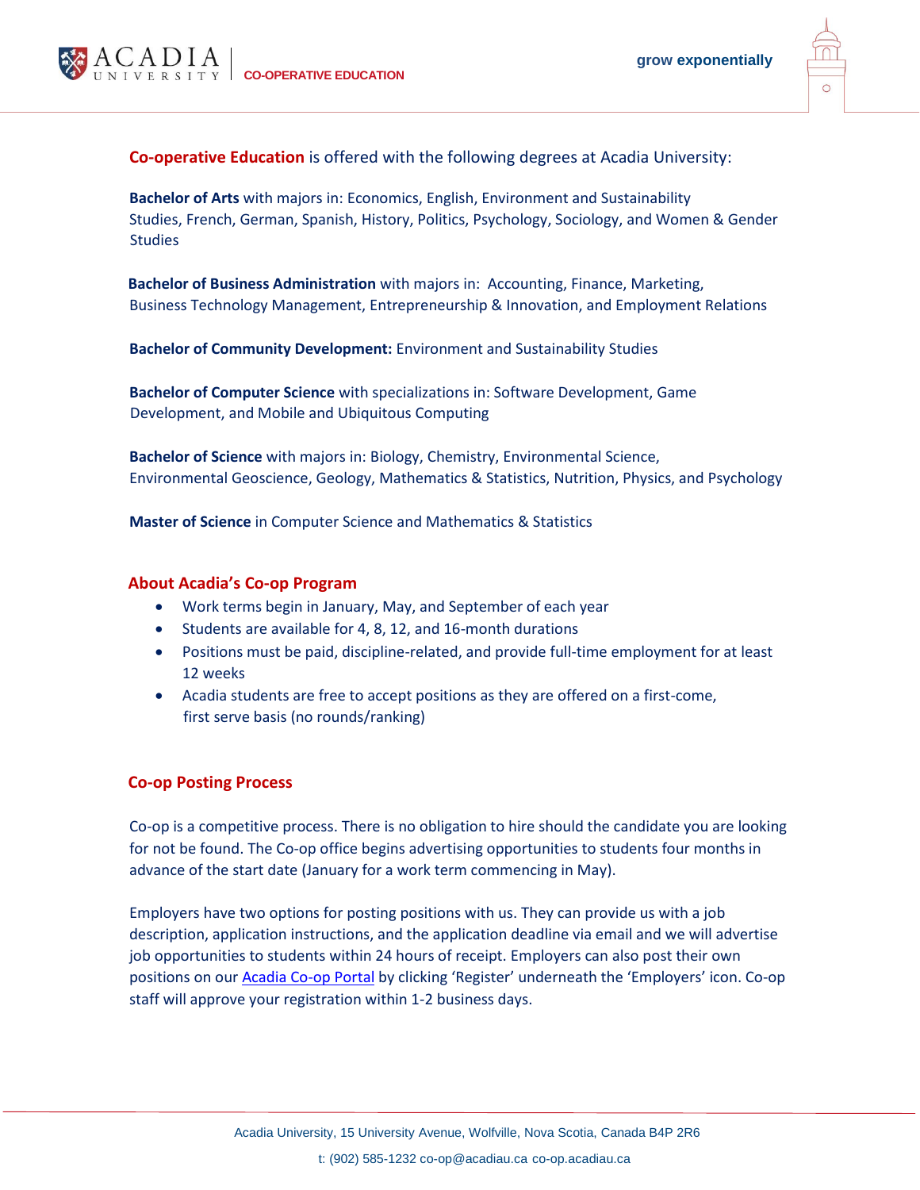**Co-operative Education** is offered with the following degrees at Acadia University:

**Bachelor of Arts** with majors in: Economics, English, Environment and Sustainability Studies, French, German, Spanish, History, Politics, Psychology, Sociology, and Women & Gender Studies

**Bachelor of Business Administration** with majors in: Accounting, Finance, Marketing, Business Technology Management, Entrepreneurship & Innovation, and Employment Relations

**Bachelor of Community Development:** Environment and Sustainability Studies

**Bachelor of Computer Science** with specializations in: Software Development, Game Development, and Mobile and Ubiquitous Computing

**Bachelor of Science** with majors in: Biology, Chemistry, Environmental Science, Environmental Geoscience, Geology, Mathematics & Statistics, Nutrition, Physics, and Psychology

**Master of Science** in Computer Science and Mathematics & Statistics

## About Acadia's Co-op Program

- Work terms begin in January, May, and September of each year
- Students are available for 4, 8, 12, and 16-month durations
- Positions must be paid, discipline-related, and provide full-time employment for at least 12 weeks
- Acadia students are free to accept positions as they are offered on a first-come, first serve basis (no rounds/ranking)

## Co-op Posting Process

Co-op is a competitive process. There is no obligation to hire should the candidate you are looking for not be found. The Co-op office begins advertising opportunities to students four months in advance of the start date (January for a work term commencing in May).

Employers have two options for posting positions with us. They can provide us with a job description, application instructions, and the application deadline via email and we will advertise job opportunities to students within 24 hours of receipt. Employers can also post their own positions on our [Acadia Co-op Portal](Acadia Co-op Portal) by clicking 'Register' underneath the 'Employers' icon. Co-op staff will approve your registration within 1-2 business days.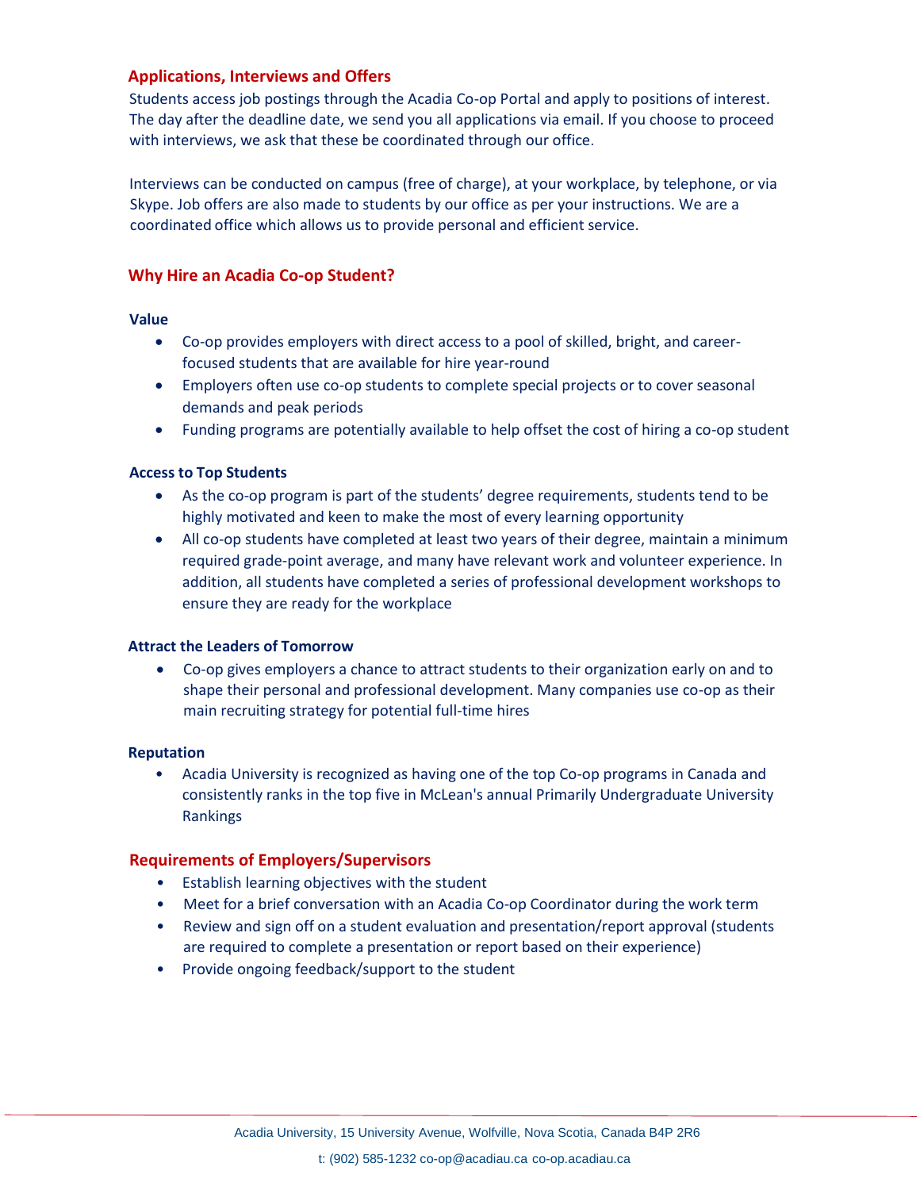## Applications, Interviews and Offers

Students access job postings through the Acadia Co-op Portal and apply to positions of interest. The day after the deadline date, we send you all applications via email. If you choose to proceed with interviews, we ask that these be coordinated through our office.

Interviews can be conducted on campus (free of charge), at your workplace, by telephone, or via Skype. Job offers are also made to students by our office as per your instructions. We are a coordinated office which allows us to provide personal and efficient service.

## Why Hire an Acadia Co-op Student?

### Value

- Co-op provides employers with direct access to a pool of skilled, bright, and career-focused students that are available for hire year-round
- Employers often use co-op students to complete special projects or to cover seasonal demands and peak periods
- Funding programs are potentially available to help offset the cost of hiring a co-op student

### Access to Top Students

- As the co-op program is part of the students' degree requirements, students tend to be highly motivated and keen to make the most of every learning opportunity
- All co-op students have completed at least two years of their degree, maintain a minimum required grade-point average, and many have relevant work and volunteer experience. In addition, all students have completed a series of professional development workshops to ensure they are ready for the workplace

### Attract the Leaders of Tomorrow

- Co-op gives employers a chance to attract students to their organization early on and to shape their personal and professional development. Many companies use co-op as their main recruiting strategy for potential full-time hires

### Reputation

- Acadia University is recognized as having one of the top Co-op programs in Canada and consistently ranks in the top five in McLean's annual Primarily Undergraduate University Rankings

## Requirements of Employers/Supervisors

- Establish learning objectives with the student
- Meet for a brief conversation with an Acadia Co-op Coordinator during the work term
- Review and sign off on a student evaluation and presentation/report approval (students are required to complete a presentation or report based on their experience)
- Provide ongoing feedback/support to the student

Acadia University, 15 University Avenue, Wolfville, Nova Scotia, Canada B4P 2R6

t: (902) 585-1232 co-op@acadiau.ca co-op.acadiau.ca